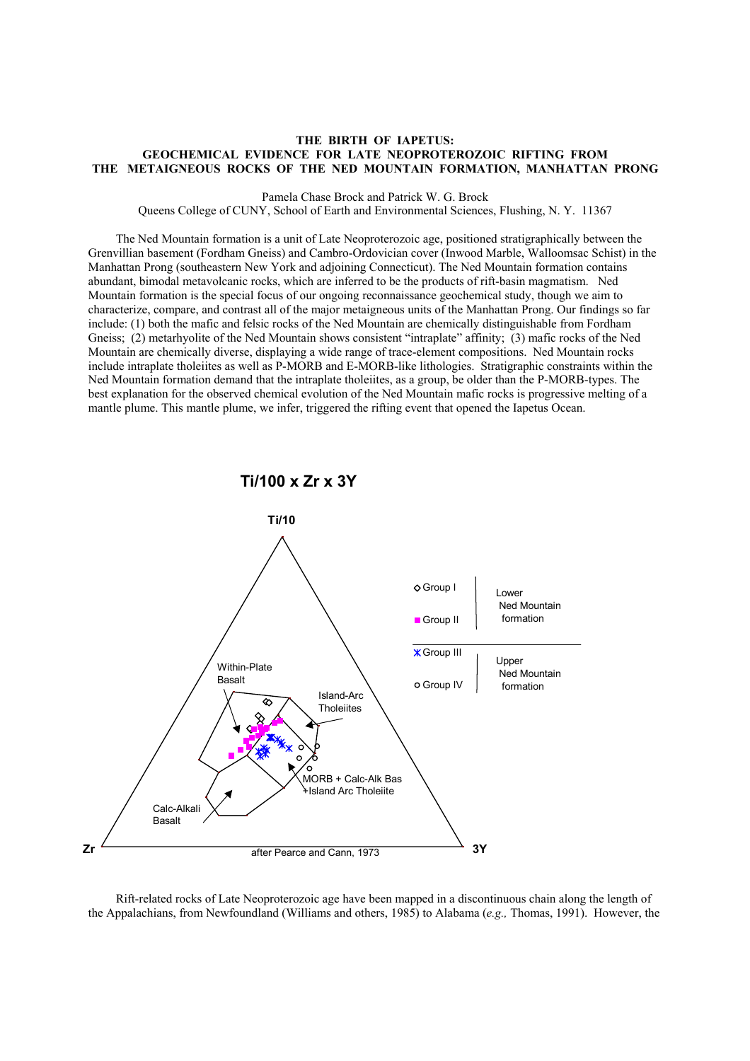# THE BIRTH OF IAPETUS: GEOCHEMICAL EVIDENCE FOR LATE NEOPROTEROZOIC RIFTING FROM THE METAIGNEOUS ROCKS OF THE NED MOUNTAIN FORMATION, MANHATTAN PRONG

Pamela Chase Brock and Patrick W. G. Brock
Queens College of CUNY, School of Earth and Environmental Sciences, Flushing, N. Y. 11367

The Ned Mountain formation is a unit of Late Neoproterozoic age, positioned stratigraphically between the Grenvillian basement (Fordham Gneiss) and Cambro-Ordovician cover (Inwood Marble, Walloomsac Schist) in the Manhattan Prong (southeastern New York and adjoining Connecticut). The Ned Mountain formation contains abundant, bimodal metavolcanic rocks, which are inferred to be the products of rift-basin magmatism. Ned Mountain formation is the special focus of our ongoing reconnaissance geochemical study, though we aim to characterize, compare, and contrast all of the major metaigneous units of the Manhattan Prong. Our findings so far include: (1) both the mafic and felsic rocks of the Ned Mountain are chemically distinguishable from Fordham Gneiss; (2) metarhyolite of the Ned Mountain shows consistent "intraplate" affinity; (3) mafic rocks of the Ned Mountain are chemically diverse, displaying a wide range of trace-element compositions. Ned Mountain rocks include intraplate tholeiites as well as P-MORB and E-MORB-like lithologies. Stratigraphic constraints within the Ned Mountain formation demand that the intraplate tholeiites, as a group, be older than the P-MORB-types. The best explanation for the observed chemical evolution of the Ned Mountain mafic rocks is progressive melting of a mantle plume. This mantle plume, we infer, triggered the rifting event that opened the Iapetus Ocean.

**Ti/100 x Zr x 3Y**

Ti/10

Within-Plate Basalt

Island-Arc Tholeiites

MORB + Calc-Alk Bas +Island Arc Tholeiite

Calc-Alkali Basalt

Zr — 3Y

after Pearce and Cann, 1973

| Symbol | | Unit |
|---|---|---|
| ◇ Group I | | Lower Ned Mountain formation |
| ■ Group II | | |
| ✱ Group III | | Upper Ned Mountain formation |
| ○ Group IV | | |

Rift-related rocks of Late Neoproterozoic age have been mapped in a discontinuous chain along the length of the Appalachians, from Newfoundland (Williams and others, 1985) to Alabama (*e.g.,* Thomas, 1991). However, the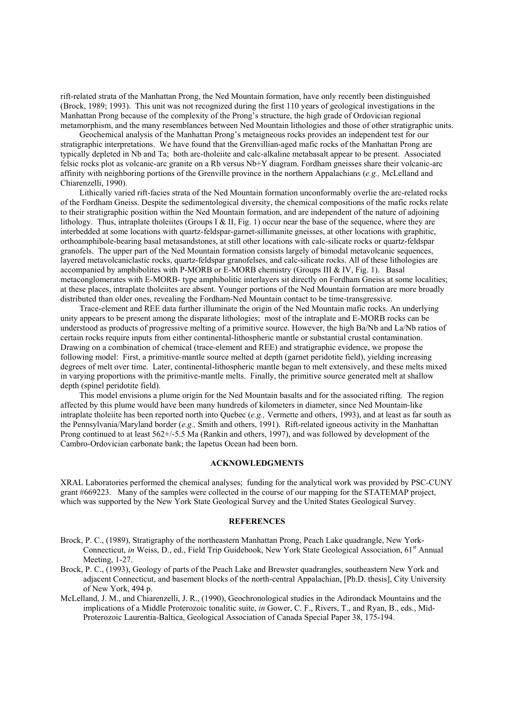rift-related strata of the Manhattan Prong, the Ned Mountain formation, have only recently been distinguished (Brock, 1989; 1993). This unit was not recognized during the first 110 years of geological investigations in the Manhattan Prong because of the complexity of the Prong's structure, the high grade of Ordovician regional metamorphism, and the many resemblances between Ned Mountain lithologies and those of other stratigraphic units.

Geochemical analysis of the Manhattan Prong's metaigneous rocks provides an independent test for our stratigraphic interpretations. We have found that the Grenvillian-aged mafic rocks of the Manhattan Prong are typically depleted in Nb and Ta; both arc-tholeiite and calc-alkaline metabasalt appear to be present. Associated felsic rocks plot as volcanic-arc granite on a Rb versus Nb+Y diagram. Fordham gneisses share their volcanic-arc affinity with neighboring portions of the Grenville province in the northern Appalachians (*e.g.,* McLelland and Chiarenzelli, 1990).

Lithically varied rift-facies strata of the Ned Mountain formation unconformably overlie the arc-related rocks of the Fordham Gneiss. Despite the sedimentological diversity, the chemical compositions of the mafic rocks relate to their stratigraphic position within the Ned Mountain formation, and are independent of the nature of adjoining lithology. Thus, intraplate tholeiites (Groups I & II, Fig. 1) occur near the base of the sequence, where they are interbedded at some locations with quartz-feldspar-garnet-sillimanite gneisses, at other locations with graphitic, orthoamphibole-bearing basal metasandstones, at still other locations with calc-silicate rocks or quartz-feldspar granofels. The upper part of the Ned Mountain formation consists largely of bimodal metavolcanic sequences, layered metavolcaniclastic rocks, quartz-feldspar granofelses, and calc-silicate rocks. All of these lithologies are accompanied by amphibolites with P-MORB or E-MORB chemistry (Groups III & IV, Fig. 1). Basal metaconglomerates with E-MORB- type amphibolitic interlayers sit directly on Fordham Gneiss at some localities; at these places, intraplate tholeiites are absent. Younger portions of the Ned Mountain formation are more broadly distributed than older ones, revealing the Fordham-Ned Mountain contact to be time-transgressive.

Trace-element and REE data further illuminate the origin of the Ned Mountain mafic rocks. An underlying unity appears to be present among the disparate lithologies; most of the intraplate and E-MORB rocks can be understood as products of progressive melting of a primitive source. However, the high Ba/Nb and La/Nb ratios of certain rocks require inputs from either continental-lithospheric mantle or substantial crustal contamination. Drawing on a combination of chemical (trace-element and REE) and stratigraphic evidence, we propose the following model: First, a primitive-mantle source melted at depth (garnet peridotite field), yielding increasing degrees of melt over time. Later, continental-lithospheric mantle began to melt extensively, and these melts mixed in varying proportions with the primitive-mantle melts. Finally, the primitive source generated melt at shallow depth (spinel peridotite field).

This model envisions a plume origin for the Ned Mountain basalts and for the associated rifting. The region affected by this plume would have been many hundreds of kilometers in diameter, since Ned Mountain-like intraplate tholeiite has been reported north into Quebec (*e.g.,* Vermette and others, 1993), and at least as far south as the Pennsylvania/Maryland border (*e.g.,* Smith and others, 1991). Rift-related igneous activity in the Manhattan Prong continued to at least 562+/-5.5 Ma (Rankin and others, 1997), and was followed by development of the Cambro-Ordovician carbonate bank; the Iapetus Ocean had been born.

## ACKNOWLEDGMENTS

XRAL Laboratories performed the chemical analyses; funding for the analytical work was provided by PSC-CUNY grant #669223. Many of the samples were collected in the course of our mapping for the STATEMAP project, which was supported by the New York State Geological Survey and the United States Geological Survey.

## REFERENCES

Brock, P. C., (1989), Stratigraphy of the northeastern Manhattan Prong, Peach Lake quadrangle, New York-Connecticut, *in* Weiss, D., ed., Field Trip Guidebook, New York State Geological Association, 61st Annual Meeting, 1-27.

Brock, P. C., (1993), Geology of parts of the Peach Lake and Brewster quadrangles, southeastern New York and adjacent Connecticut, and basement blocks of the north-central Appalachian, [Ph.D. thesis], City University of New York, 494 p.

McLelland, J. M., and Chiarenzelli, J. R., (1990), Geochronological studies in the Adirondack Mountains and the implications of a Middle Proterozoic tonalitic suite, *in* Gower, C. F., Rivers, T., and Ryan, B., eds., Mid-Proterozoic Laurentia-Baltica, Geological Association of Canada Special Paper 38, 175-194.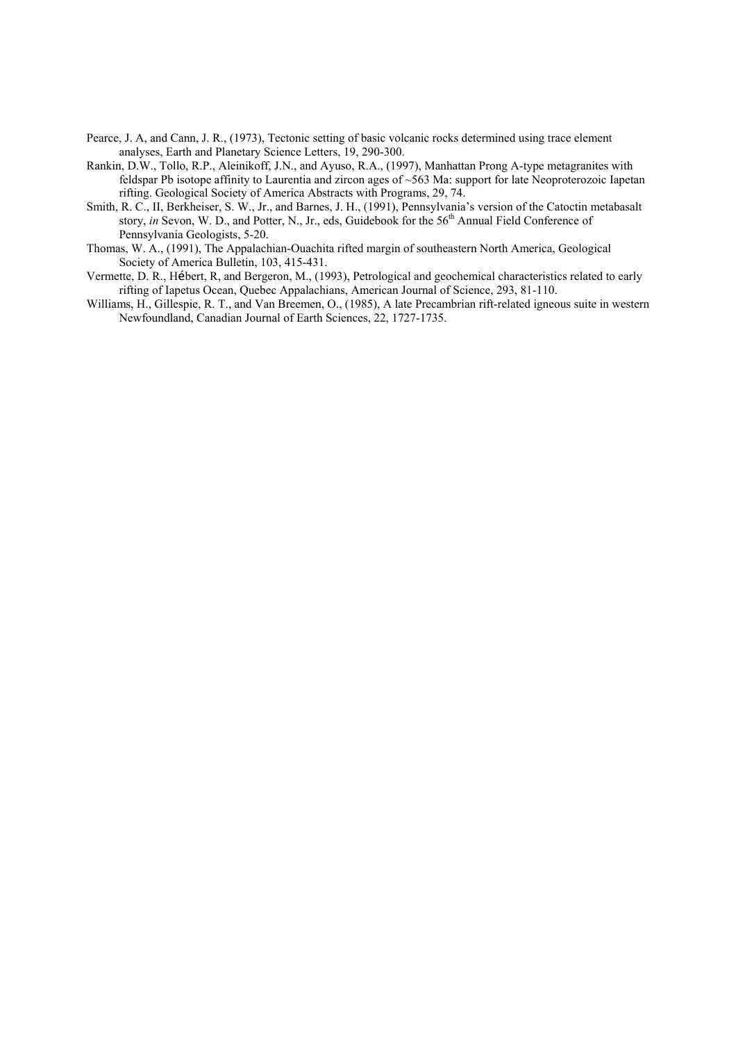Pearce, J. A, and Cann, J. R., (1973), Tectonic setting of basic volcanic rocks determined using trace element analyses, Earth and Planetary Science Letters, 19, 290-300.

Rankin, D.W., Tollo, R.P., Aleinikoff, J.N., and Ayuso, R.A., (1997), Manhattan Prong A-type metagranites with feldspar Pb isotope affinity to Laurentia and zircon ages of ~563 Ma: support for late Neoproterozoic Iapetan rifting. Geological Society of America Abstracts with Programs, 29, 74.

Smith, R. C., II, Berkheiser, S. W., Jr., and Barnes, J. H., (1991), Pennsylvania's version of the Catoctin metabasalt story, *in* Sevon, W. D., and Potter, N., Jr., eds, Guidebook for the 56th Annual Field Conference of Pennsylvania Geologists, 5-20.

Thomas, W. A., (1991), The Appalachian-Ouachita rifted margin of southeastern North America, Geological Society of America Bulletin, 103, 415-431.

Vermette, D. R., Hébert, R, and Bergeron, M., (1993), Petrological and geochemical characteristics related to early rifting of Iapetus Ocean, Quebec Appalachians, American Journal of Science, 293, 81-110.

Williams, H., Gillespie, R. T., and Van Breemen, O., (1985), A late Precambrian rift-related igneous suite in western Newfoundland, Canadian Journal of Earth Sciences, 22, 1727-1735.